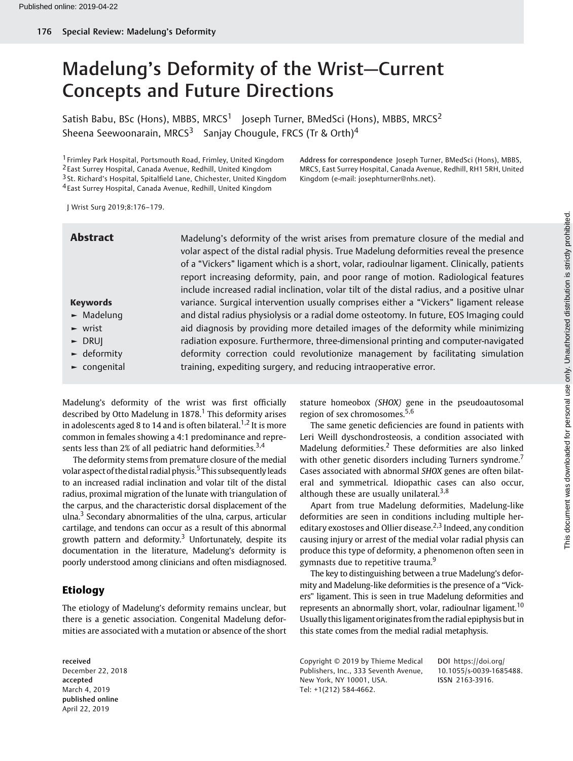# Madelung's Deformity of the Wrist—Current Concepts and Future Directions

Satish Babu, BSc (Hons), MBBS, MRCS[1] Joseph Turner, BMedSci (Hons), MBBS, MRCS[2] Sheena Seewoonarain, MRCS[3] Sanjay Chougule, FRCS (Tr & Orth)[4]

[1] Frimley Park Hospital, Portsmouth Road, Frimley, United Kingdom
[2] East Surrey Hospital, Canada Avenue, Redhill, United Kingdom
[3] St. Richard's Hospital, Spitalfield Lane, Chichester, United Kingdom
[4] East Surrey Hospital, Canada Avenue, Redhill, United Kingdom

**Address for correspondence** Joseph Turner, BMedSci (Hons), MBBS, MRCS, East Surrey Hospital, Canada Avenue, Redhill, RH1 5RH, United Kingdom (e-mail: josephturner@nhs.net).

J Wrist Surg 2019;8:176–179.

## Abstract

Madelung's deformity of the wrist arises from premature closure of the medial and volar aspect of the distal radial physis. True Madelung deformities reveal the presence of a "Vickers" ligament which is a short, volar, radioulnar ligament. Clinically, patients report increasing deformity, pain, and poor range of motion. Radiological features include increased radial inclination, volar tilt of the distal radius, and a positive ulnar variance. Surgical intervention usually comprises either a "Vickers" ligament release and distal radius physiolysis or a radial dome osteotomy. In future, EOS Imaging could aid diagnosis by providing more detailed images of the deformity while minimizing radiation exposure. Furthermore, three-dimensional printing and computer-navigated deformity correction could revolutionize management by facilitating simulation training, expediting surgery, and reducing intraoperative error.

**Keywords**

- Madelung
- wrist
- DRUJ
- deformity
- congenital

Madelung's deformity of the wrist was first officially described by Otto Madelung in 1878.[1] This deformity arises in adolescents aged 8 to 14 and is often bilateral.[1,2] It is more common in females showing a 4:1 predominance and represents less than 2% of all pediatric hand deformities.[3,4]

The deformity stems from premature closure of the medial volar aspect of the distal radial physis.[5] This subsequently leads to an increased radial inclination and volar tilt of the distal radius, proximal migration of the lunate with triangulation of the carpus, and the characteristic dorsal displacement of the ulna.[3] Secondary abnormalities of the ulna, carpus, articular cartilage, and tendons can occur as a result of this abnormal growth pattern and deformity.[3] Unfortunately, despite its documentation in the literature, Madelung's deformity is poorly understood among clinicians and often misdiagnosed.

## Etiology

The etiology of Madelung's deformity remains unclear, but there is a genetic association. Congenital Madelung deformities are associated with a mutation or absence of the short stature homeobox *(SHOX)* gene in the pseudoautosomal region of sex chromosomes.[5,6]

The same genetic deficiencies are found in patients with Leri Weill dyschondrosteosis, a condition associated with Madelung deformities.[2] These deformities are also linked with other genetic disorders including Turners syndrome.[7] Cases associated with abnormal *SHOX* genes are often bilateral and symmetrical. Idiopathic cases can also occur, although these are usually unilateral.[3,8]

Apart from true Madelung deformities, Madelung-like deformities are seen in conditions including multiple hereditary exostoses and Ollier disease.[2,3] Indeed, any condition causing injury or arrest of the medial volar radial physis can produce this type of deformity, a phenomenon often seen in gymnasts due to repetitive trauma.[9]

The key to distinguishing between a true Madelung's deformity and Madelung-like deformities is the presence of a "Vickers" ligament. This is seen in true Madelung deformities and represents an abnormally short, volar, radioulnar ligament.[10] Usually this ligament originates from the radial epiphysis but in this state comes from the medial radial metaphysis.

received December 22, 2018
accepted March 4, 2019
published online April 22, 2019

Copyright © 2019 by Thieme Medical Publishers, Inc., 333 Seventh Avenue, New York, NY 10001, USA. Tel: +1(212) 584-4662.

DOI https://doi.org/10.1055/s-0039-1685488.
ISSN 2163-3916.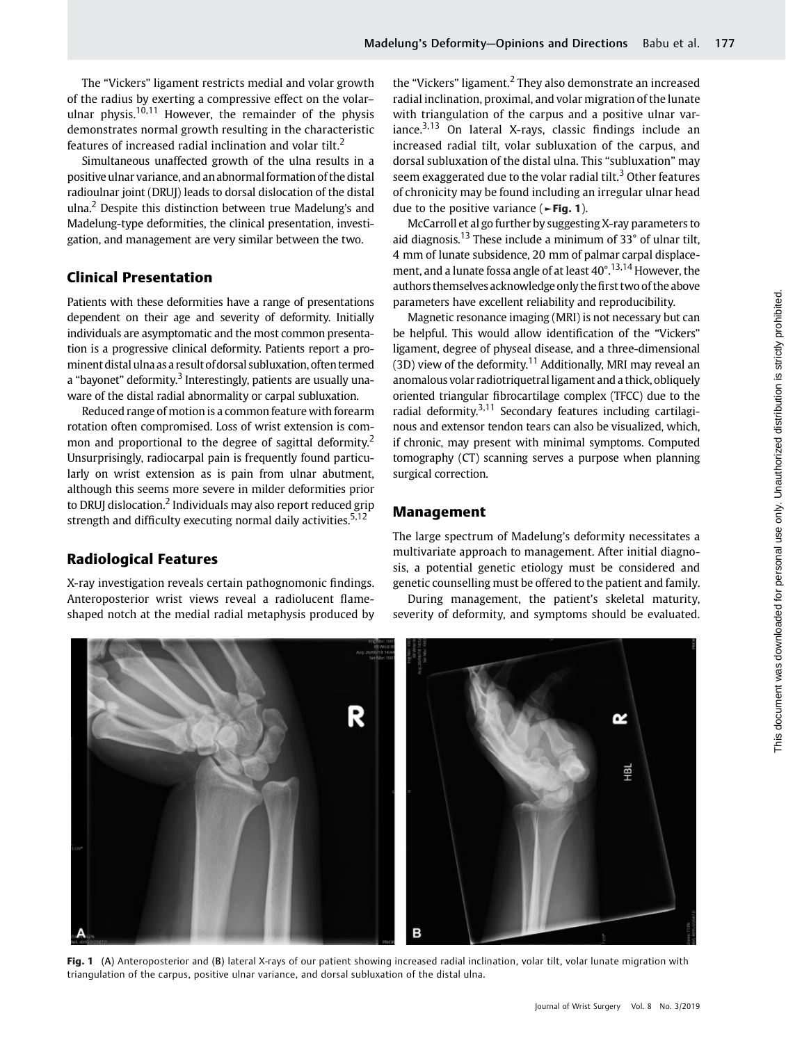The "Vickers" ligament restricts medial and volar growth of the radius by exerting a compressive effect on the volar–ulnar physis.[10,11] However, the remainder of the physis demonstrates normal growth resulting in the characteristic features of increased radial inclination and volar tilt.[2]

Simultaneous unaffected growth of the ulna results in a positive ulnar variance, and an abnormal formation of the distal radioulnar joint (DRUJ) leads to dorsal dislocation of the distal ulna.[2] Despite this distinction between true Madelung's and Madelung-type deformities, the clinical presentation, investigation, and management are very similar between the two.

## Clinical Presentation

Patients with these deformities have a range of presentations dependent on their age and severity of deformity. Initially individuals are asymptomatic and the most common presentation is a progressive clinical deformity. Patients report a prominent distal ulna as a result of dorsal subluxation, often termed a "bayonet" deformity.[3] Interestingly, patients are usually unaware of the distal radial abnormality or carpal subluxation.

Reduced range of motion is a common feature with forearm rotation often compromised. Loss of wrist extension is common and proportional to the degree of sagittal deformity.[2] Unsurprisingly, radiocarpal pain is frequently found particularly on wrist extension as is pain from ulnar abutment, although this seems more severe in milder deformities prior to DRUJ dislocation.[2] Individuals may also report reduced grip strength and difficulty executing normal daily activities.[5,12]

## Radiological Features

X-ray investigation reveals certain pathognomonic findings. Anteroposterior wrist views reveal a radiolucent flame-shaped notch at the medial radial metaphysis produced by the "Vickers" ligament.[2] They also demonstrate an increased radial inclination, proximal, and volar migration of the lunate with triangulation of the carpus and a positive ulnar variance.[3,13] On lateral X-rays, classic findings include an increased radial tilt, volar subluxation of the carpus, and dorsal subluxation of the distal ulna. This "subluxation" may seem exaggerated due to the volar radial tilt.[3] Other features of chronicity may be found including an irregular ulnar head due to the positive variance (►Fig. 1).

McCarroll et al go further by suggesting X-ray parameters to aid diagnosis.[13] These include a minimum of 33° of ulnar tilt, 4 mm of lunate subsidence, 20 mm of palmar carpal displacement, and a lunate fossa angle of at least 40°.[13,14] However, the authors themselves acknowledge only the first two of the above parameters have excellent reliability and reproducibility.

Magnetic resonance imaging (MRI) is not necessary but can be helpful. This would allow identification of the "Vickers" ligament, degree of physeal disease, and a three-dimensional (3D) view of the deformity.[11] Additionally, MRI may reveal an anomalous volar radiotriquetral ligament and a thick, obliquely oriented triangular fibrocartilage complex (TFCC) due to the radial deformity.[3,11] Secondary features including cartilaginous and extensor tendon tears can also be visualized, which, if chronic, may present with minimal symptoms. Computed tomography (CT) scanning serves a purpose when planning surgical correction.

## Management

The large spectrum of Madelung's deformity necessitates a multivariate approach to management. After initial diagnosis, a potential genetic etiology must be considered and genetic counselling must be offered to the patient and family.

During management, the patient's skeletal maturity, severity of deformity, and symptoms should be evaluated.

**Fig. 1** (A) Anteroposterior and (B) lateral X-rays of our patient showing increased radial inclination, volar tilt, volar lunate migration with triangulation of the carpus, positive ulnar variance, and dorsal subluxation of the distal ulna.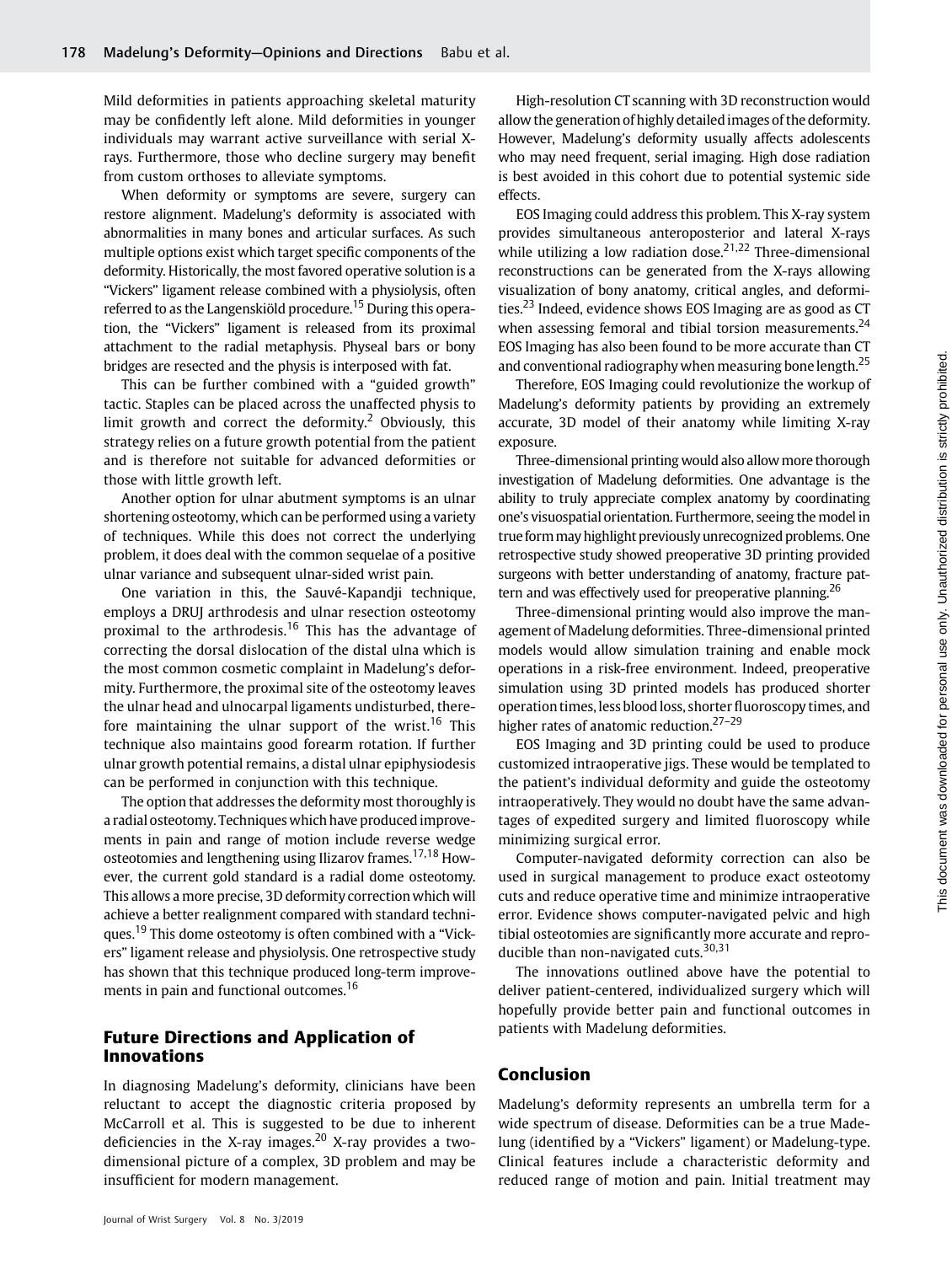Mild deformities in patients approaching skeletal maturity may be confidently left alone. Mild deformities in younger individuals may warrant active surveillance with serial X-rays. Furthermore, those who decline surgery may benefit from custom orthoses to alleviate symptoms.

When deformity or symptoms are severe, surgery can restore alignment. Madelung's deformity is associated with abnormalities in many bones and articular surfaces. As such multiple options exist which target specific components of the deformity. Historically, the most favored operative solution is a "Vickers" ligament release combined with a physiolysis, often referred to as the Langenskiöld procedure.[15] During this operation, the "Vickers" ligament is released from its proximal attachment to the radial metaphysis. Physeal bars or bony bridges are resected and the physis is interposed with fat.

This can be further combined with a "guided growth" tactic. Staples can be placed across the unaffected physis to limit growth and correct the deformity.[2] Obviously, this strategy relies on a future growth potential from the patient and is therefore not suitable for advanced deformities or those with little growth left.

Another option for ulnar abutment symptoms is an ulnar shortening osteotomy, which can be performed using a variety of techniques. While this does not correct the underlying problem, it does deal with the common sequelae of a positive ulnar variance and subsequent ulnar-sided wrist pain.

One variation in this, the Sauvé-Kapandji technique, employs a DRUJ arthrodesis and ulnar resection osteotomy proximal to the arthrodesis.[16] This has the advantage of correcting the dorsal dislocation of the distal ulna which is the most common cosmetic complaint in Madelung's deformity. Furthermore, the proximal site of the osteotomy leaves the ulnar head and ulnocarpal ligaments undisturbed, therefore maintaining the ulnar support of the wrist.[16] This technique also maintains good forearm rotation. If further ulnar growth potential remains, a distal ulnar epiphysiodesis can be performed in conjunction with this technique.

The option that addresses the deformity most thoroughly is a radial osteotomy. Techniques which have produced improvements in pain and range of motion include reverse wedge osteotomies and lengthening using Ilizarov frames.[17,18] However, the current gold standard is a radial dome osteotomy. This allows a more precise, 3D deformity correction which will achieve a better realignment compared with standard techniques.[19] This dome osteotomy is often combined with a "Vickers" ligament release and physiolysis. One retrospective study has shown that this technique produced long-term improvements in pain and functional outcomes.[16]

## Future Directions and Application of Innovations

In diagnosing Madelung's deformity, clinicians have been reluctant to accept the diagnostic criteria proposed by McCarroll et al. This is suggested to be due to inherent deficiencies in the X-ray images.[20] X-ray provides a two-dimensional picture of a complex, 3D problem and may be insufficient for modern management.

High-resolution CT scanning with 3D reconstruction would allow the generation of highly detailed images of the deformity. However, Madelung's deformity usually affects adolescents who may need frequent, serial imaging. High dose radiation is best avoided in this cohort due to potential systemic side effects.

EOS Imaging could address this problem. This X-ray system provides simultaneous anteroposterior and lateral X-rays while utilizing a low radiation dose.[21,22] Three-dimensional reconstructions can be generated from the X-rays allowing visualization of bony anatomy, critical angles, and deformities.[23] Indeed, evidence shows EOS Imaging are as good as CT when assessing femoral and tibial torsion measurements.[24] EOS Imaging has also been found to be more accurate than CT and conventional radiography when measuring bone length.[25]

Therefore, EOS Imaging could revolutionize the workup of Madelung's deformity patients by providing an extremely accurate, 3D model of their anatomy while limiting X-ray exposure.

Three-dimensional printing would also allow more thorough investigation of Madelung deformities. One advantage is the ability to truly appreciate complex anatomy by coordinating one's visuospatial orientation. Furthermore, seeing the model in true form may highlight previously unrecognized problems. One retrospective study showed preoperative 3D printing provided surgeons with better understanding of anatomy, fracture pattern and was effectively used for preoperative planning.[26]

Three-dimensional printing would also improve the management of Madelung deformities. Three-dimensional printed models would allow simulation training and enable mock operations in a risk-free environment. Indeed, preoperative simulation using 3D printed models has produced shorter operation times, less blood loss, shorter fluoroscopy times, and higher rates of anatomic reduction.[27–29]

EOS Imaging and 3D printing could be used to produce customized intraoperative jigs. These would be templated to the patient's individual deformity and guide the osteotomy intraoperatively. They would no doubt have the same advantages of expedited surgery and limited fluoroscopy while minimizing surgical error.

Computer-navigated deformity correction can also be used in surgical management to produce exact osteotomy cuts and reduce operative time and minimize intraoperative error. Evidence shows computer-navigated pelvic and high tibial osteotomies are significantly more accurate and reproducible than non-navigated cuts.[30,31]

The innovations outlined above have the potential to deliver patient-centered, individualized surgery which will hopefully provide better pain and functional outcomes in patients with Madelung deformities.

## Conclusion

Madelung's deformity represents an umbrella term for a wide spectrum of disease. Deformities can be a true Madelung (identified by a "Vickers" ligament) or Madelung-type. Clinical features include a characteristic deformity and reduced range of motion and pain. Initial treatment may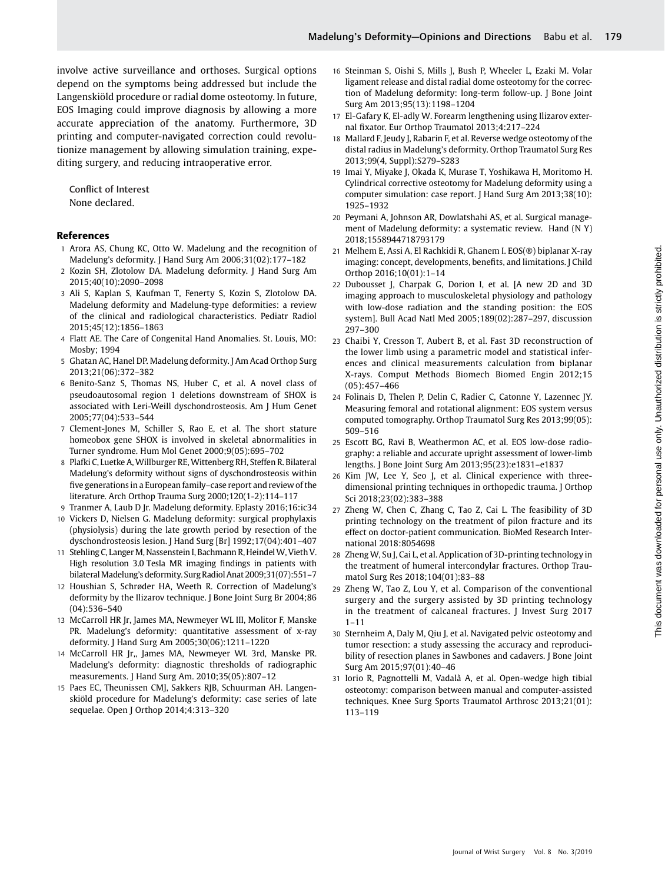involve active surveillance and orthoses. Surgical options depend on the symptoms being addressed but include the Langenskiöld procedure or radial dome osteotomy. In future, EOS Imaging could improve diagnosis by allowing a more accurate appreciation of the anatomy. Furthermore, 3D printing and computer-navigated correction could revolutionize management by allowing simulation training, expediting surgery, and reducing intraoperative error.

Conflict of Interest
None declared.

## References

1. Arora AS, Chung KC, Otto W. Madelung and the recognition of Madelung's deformity. J Hand Surg Am 2006;31(02):177–182
2. Kozin SH, Zlotolow DA. Madelung deformity. J Hand Surg Am 2015;40(10):2090–2098
3. Ali S, Kaplan S, Kaufman T, Fenerty S, Kozin S, Zlotolow DA. Madelung deformity and Madelung-type deformities: a review of the clinical and radiological characteristics. Pediatr Radiol 2015;45(12):1856–1863
4. Flatt AE. The Care of Congenital Hand Anomalies. St. Louis, MO: Mosby; 1994
5. Ghatan AC, Hanel DP. Madelung deformity. J Am Acad Orthop Surg 2013;21(06):372–382
6. Benito-Sanz S, Thomas NS, Huber C, et al. A novel class of pseudoautosomal region 1 deletions downstream of SHOX is associated with Leri-Weill dyschondrosteosis. Am J Hum Genet 2005;77(04):533–544
7. Clement-Jones M, Schiller S, Rao E, et al. The short stature homeobox gene SHOX is involved in skeletal abnormalities in Turner syndrome. Hum Mol Genet 2000;9(05):695–702
8. Plafki C, Luetke A, Willburger RE, Wittenberg RH, Steffen R. Bilateral Madelung's deformity without signs of dyschondrosteosis within five generations in a European family–case report and review of the literature. Arch Orthop Trauma Surg 2000;120(1-2):114–117
9. Tranmer A, Laub D Jr. Madelung deformity. Eplasty 2016;16:ic34
10. Vickers D, Nielsen G. Madelung deformity: surgical prophylaxis (physiolysis) during the late growth period by resection of the dyschondrosteosis lesion. J Hand Surg [Br] 1992;17(04):401–407
11. Stehling C, Langer M, Nassenstein I, Bachmann R, Heindel W, Vieth V. High resolution 3.0 Tesla MR imaging findings in patients with bilateral Madelung's deformity. Surg Radiol Anat 2009;31(07):551–7
12. Houshian S, Schrøder HA, Weeth R. Correction of Madelung's deformity by the Ilizarov technique. J Bone Joint Surg Br 2004;86(04):536–540
13. McCarroll HR Jr, James MA, Newmeyer WL III, Molitor F, Manske PR. Madelung's deformity: quantitative assessment of x-ray deformity. J Hand Surg Am 2005;30(06):1211–1220
14. McCarroll HR Jr,, James MA, Newmeyer WL 3rd, Manske PR. Madelung's deformity: diagnostic thresholds of radiographic measurements. J Hand Surg Am. 2010;35(05):807–12
15. Paes EC, Theunissen CMJ, Sakkers RJB, Schuurman AH. Langenskiöld procedure for Madelung's deformity: case series of late sequelae. Open J Orthop 2014;4:313–320
16. Steinman S, Oishi S, Mills J, Bush P, Wheeler L, Ezaki M. Volar ligament release and distal radial dome osteotomy for the correction of Madelung deformity: long-term follow-up. J Bone Joint Surg Am 2013;95(13):1198–1204
17. El-Gafary K, El-adly W. Forearm lengthening using Ilizarov external fixator. Eur Orthop Traumatol 2013;4:217–224
18. Mallard F, Jeudy J, Rabarin F, et al. Reverse wedge osteotomy of the distal radius in Madelung's deformity. Orthop Traumatol Surg Res 2013;99(4, Suppl):S279–S283
19. Imai Y, Miyake J, Okada K, Murase T, Yoshikawa H, Moritomo H. Cylindrical corrective osteotomy for Madelung deformity using a computer simulation: case report. J Hand Surg Am 2013;38(10):1925–1932
20. Peymani A, Johnson AR, Dowlatshahi AS, et al. Surgical management of Madelung deformity: a systematic review. Hand (N Y) 2018;1558944718793179
21. Melhem E, Assi A, El Rachkidi R, Ghanem I. EOS(®) biplanar X-ray imaging: concept, developments, benefits, and limitations. J Child Orthop 2016;10(01):1–14
22. Dubousset J, Charpak G, Dorion I, et al. [A new 2D and 3D imaging approach to musculoskeletal physiology and pathology with low-dose radiation and the standing position: the EOS system]. Bull Acad Natl Med 2005;189(02):287–297, discussion 297–300
23. Chaibi Y, Cresson T, Aubert B, et al. Fast 3D reconstruction of the lower limb using a parametric model and statistical inferences and clinical measurements calculation from biplanar X-rays. Comput Methods Biomech Biomed Engin 2012;15(05):457–466
24. Folinais D, Thelen P, Delin C, Radier C, Catonne Y, Lazennec JY. Measuring femoral and rotational alignment: EOS system versus computed tomography. Orthop Traumatol Surg Res 2013;99(05):509–516
25. Escott BG, Ravi B, Weathermon AC, et al. EOS low-dose radiography: a reliable and accurate upright assessment of lower-limb lengths. J Bone Joint Surg Am 2013;95(23):e1831–e1837
26. Kim JW, Lee Y, Seo J, et al. Clinical experience with three-dimensional printing techniques in orthopedic trauma. J Orthop Sci 2018;23(02):383–388
27. Zheng W, Chen C, Zhang C, Tao Z, Cai L. The feasibility of 3D printing technology on the treatment of pilon fracture and its effect on doctor-patient communication. BioMed Research International 2018:8054698
28. Zheng W, Su J, Cai L, et al. Application of 3D-printing technology in the treatment of humeral intercondylar fractures. Orthop Traumatol Surg Res 2018;104(01):83–88
29. Zheng W, Tao Z, Lou Y, et al. Comparison of the conventional surgery and the surgery assisted by 3D printing technology in the treatment of calcaneal fractures. J Invest Surg 2017 1–11
30. Sternheim A, Daly M, Qiu J, et al. Navigated pelvic osteotomy and tumor resection: a study assessing the accuracy and reproducibility of resection planes in Sawbones and cadavers. J Bone Joint Surg Am 2015;97(01):40–46
31. Iorio R, Pagnottelli M, Vadalà A, et al. Open-wedge high tibial osteotomy: comparison between manual and computer-assisted techniques. Knee Surg Sports Traumatol Arthrosc 2013;21(01):113–119